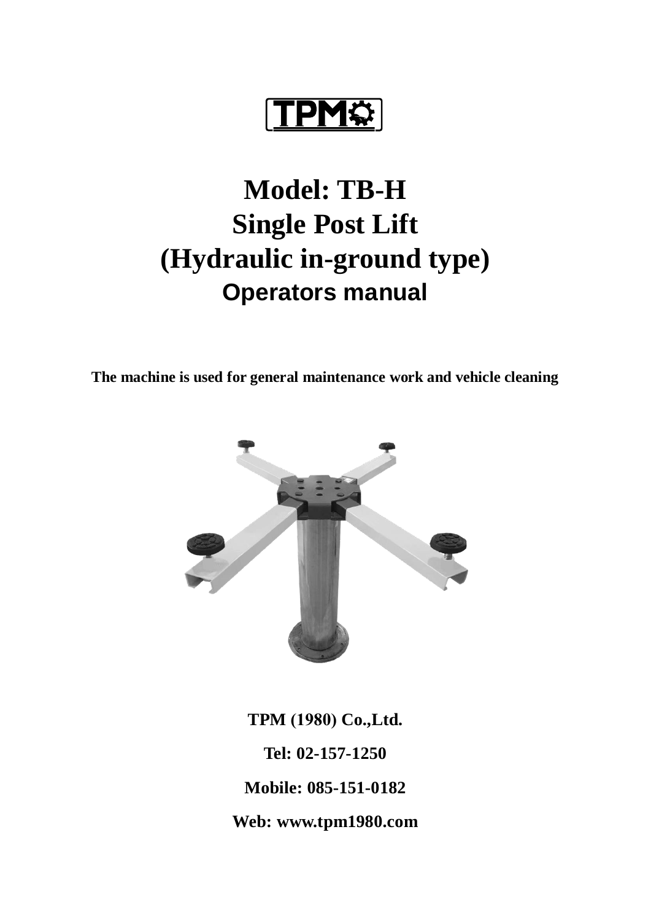TPM

# Model: TB-H
# Single Post Lift
# (Hydraulic in-ground type)
## Operators manual

**The machine is used for general maintenance work and vehicle cleaning**

**TPM (1980) Co.,Ltd.**

**Tel: 02-157-1250**

**Mobile: 085-151-0182**

**Web: www.tpm1980.com**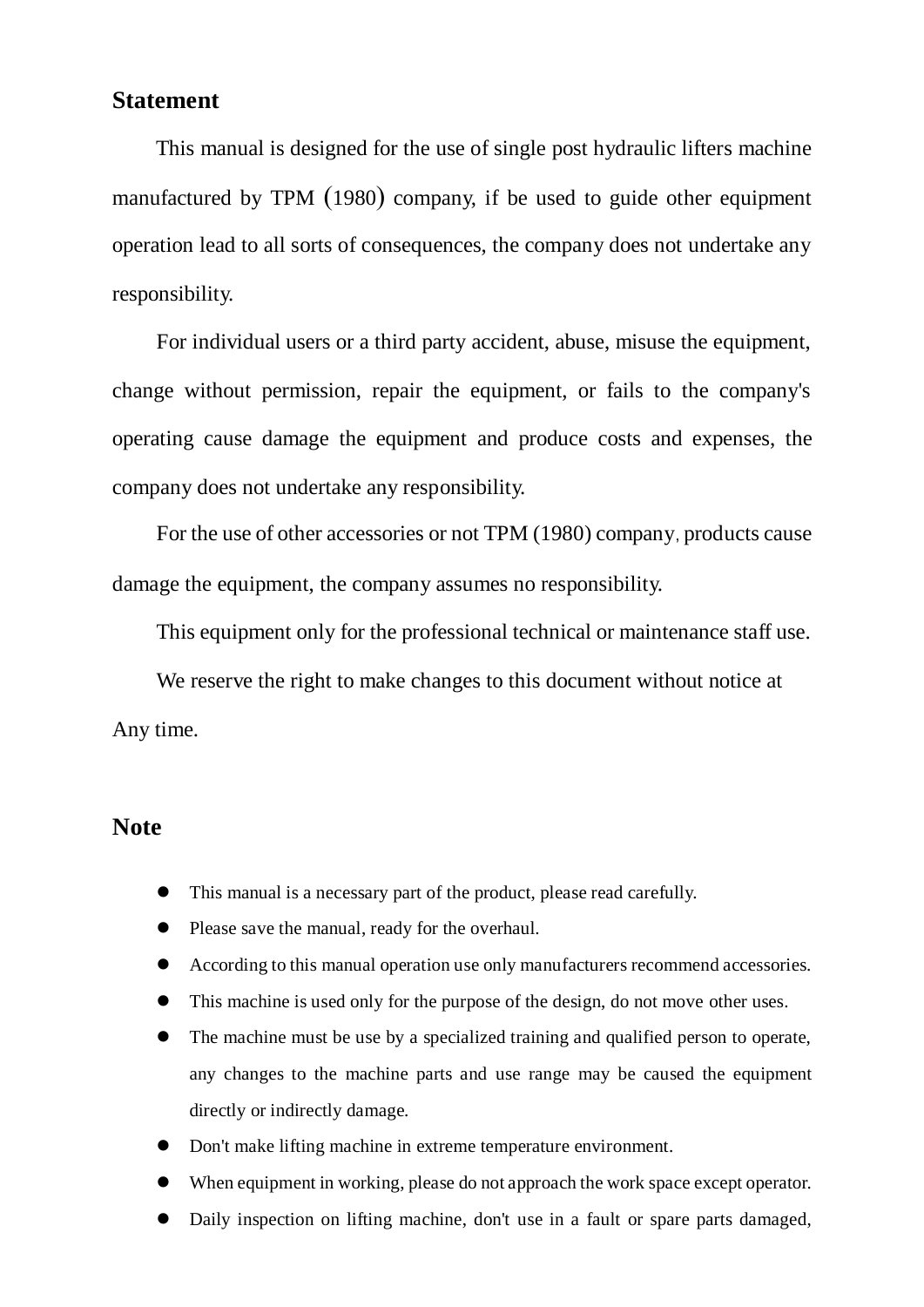## Statement

This manual is designed for the use of single post hydraulic lifters machine manufactured by TPM (1980) company, if be used to guide other equipment operation lead to all sorts of consequences, the company does not undertake any responsibility.

For individual users or a third party accident, abuse, misuse the equipment, change without permission, repair the equipment, or fails to the company's operating cause damage the equipment and produce costs and expenses, the company does not undertake any responsibility.

For the use of other accessories or not TPM (1980) company, products cause damage the equipment, the company assumes no responsibility.

This equipment only for the professional technical or maintenance staff use.

We reserve the right to make changes to this document without notice at Any time.

## Note

- This manual is a necessary part of the product, please read carefully.
- Please save the manual, ready for the overhaul.
- According to this manual operation use only manufacturers recommend accessories.
- This machine is used only for the purpose of the design, do not move other uses.
- The machine must be use by a specialized training and qualified person to operate, any changes to the machine parts and use range may be caused the equipment directly or indirectly damage.
- Don't make lifting machine in extreme temperature environment.
- When equipment in working, please do not approach the work space except operator.
- Daily inspection on lifting machine, don't use in a fault or spare parts damaged,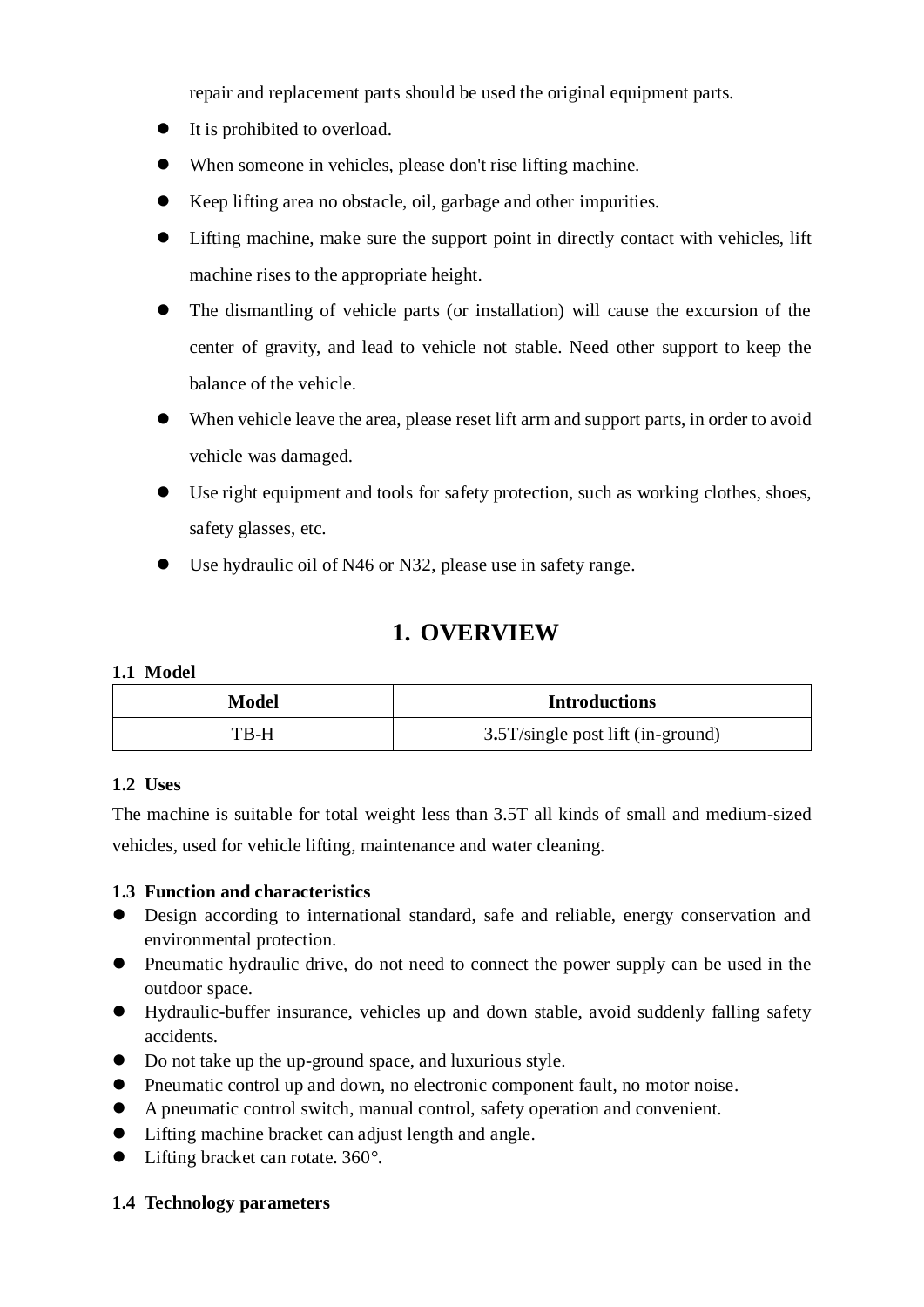repair and replacement parts should be used the original equipment parts.

- It is prohibited to overload.
- When someone in vehicles, please don't rise lifting machine.
- Keep lifting area no obstacle, oil, garbage and other impurities.
- Lifting machine, make sure the support point in directly contact with vehicles, lift machine rises to the appropriate height.
- The dismantling of vehicle parts (or installation) will cause the excursion of the center of gravity, and lead to vehicle not stable. Need other support to keep the balance of the vehicle.
- When vehicle leave the area, please reset lift arm and support parts, in order to avoid vehicle was damaged.
- Use right equipment and tools for safety protection, such as working clothes, shoes, safety glasses, etc.
- Use hydraulic oil of N46 or N32, please use in safety range.

# 1. OVERVIEW

### 1.1 Model

| Model | Introductions |
|---|---|
| TB-H | 3.5T/single post lift (in-ground) |

### 1.2 Uses

The machine is suitable for total weight less than 3.5T all kinds of small and medium-sized vehicles, used for vehicle lifting, maintenance and water cleaning.

### 1.3 Function and characteristics

- Design according to international standard, safe and reliable, energy conservation and environmental protection.
- Pneumatic hydraulic drive, do not need to connect the power supply can be used in the outdoor space.
- Hydraulic-buffer insurance, vehicles up and down stable, avoid suddenly falling safety accidents.
- Do not take up the up-ground space, and luxurious style.
- Pneumatic control up and down, no electronic component fault, no motor noise.
- A pneumatic control switch, manual control, safety operation and convenient.
- Lifting machine bracket can adjust length and angle.
- Lifting bracket can rotate. 360°.

### 1.4 Technology parameters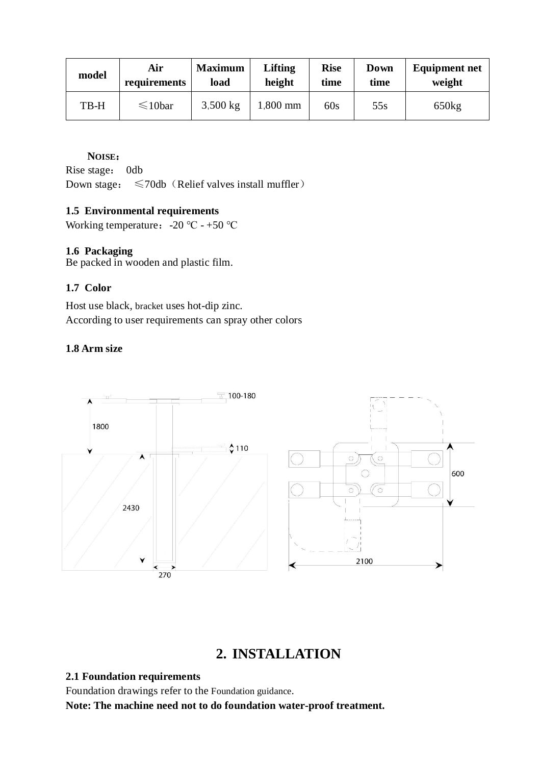| model | Air requirements | Maximum load | Lifting height | Rise time | Down time | Equipment net weight |
|---|---|---|---|---|---|---|
| TB-H | ≤10bar | 3,500 kg | 1,800 mm | 60s | 55s | 650kg |

**NOISE：**

Rise stage： 0db
Down stage： ≤70db（Relief valves install muffler）

### 1.5 Environmental requirements

Working temperature：-20 ℃ - +50 ℃

### 1.6 Packaging

Be packed in wooden and plastic film.

### 1.7 Color

Host use black, bracket uses hot-dip zinc.
According to user requirements can spray other colors

### 1.8 Arm size

## 2. INSTALLATION

### 2.1 Foundation requirements

Foundation drawings refer to the Foundation guidance.

**Note: The machine need not to do foundation water-proof treatment.**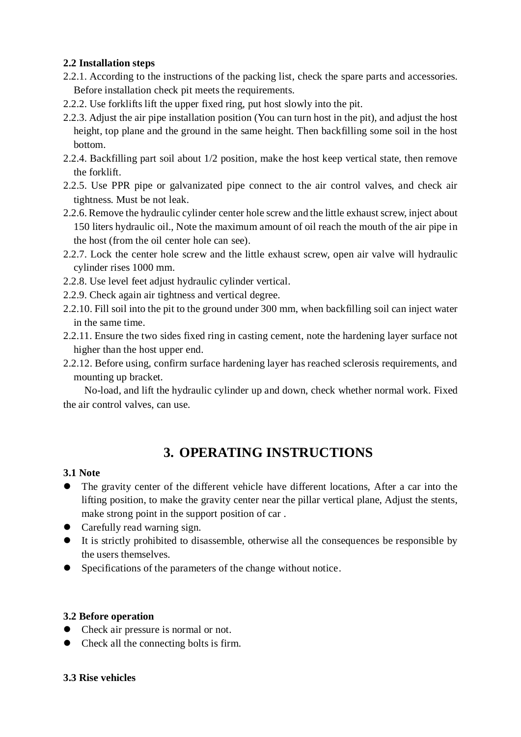**2.2 Installation steps**

2.2.1. According to the instructions of the packing list, check the spare parts and accessories. Before installation check pit meets the requirements.

2.2.2. Use forklifts lift the upper fixed ring, put host slowly into the pit.

2.2.3. Adjust the air pipe installation position (You can turn host in the pit), and adjust the host height, top plane and the ground in the same height. Then backfilling some soil in the host bottom.

2.2.4. Backfilling part soil about 1/2 position, make the host keep vertical state, then remove the forklift.

2.2.5. Use PPR pipe or galvanizated pipe connect to the air control valves, and check air tightness. Must be not leak.

2.2.6. Remove the hydraulic cylinder center hole screw and the little exhaust screw, inject about 150 liters hydraulic oil., Note the maximum amount of oil reach the mouth of the air pipe in the host (from the oil center hole can see).

2.2.7. Lock the center hole screw and the little exhaust screw, open air valve will hydraulic cylinder rises 1000 mm.

2.2.8. Use level feet adjust hydraulic cylinder vertical.

2.2.9. Check again air tightness and vertical degree.

2.2.10. Fill soil into the pit to the ground under 300 mm, when backfilling soil can inject water in the same time.

2.2.11. Ensure the two sides fixed ring in casting cement, note the hardening layer surface not higher than the host upper end.

2.2.12. Before using, confirm surface hardening layer has reached sclerosis requirements, and mounting up bracket.

No-load, and lift the hydraulic cylinder up and down, check whether normal work. Fixed the air control valves, can use.

# 3. OPERATING INSTRUCTIONS

**3.1 Note**

- The gravity center of the different vehicle have different locations, After a car into the lifting position, to make the gravity center near the pillar vertical plane, Adjust the stents, make strong point in the support position of car .
- Carefully read warning sign.
- It is strictly prohibited to disassemble, otherwise all the consequences be responsible by the users themselves.
- Specifications of the parameters of the change without notice.

**3.2 Before operation**

- Check air pressure is normal or not.
- Check all the connecting bolts is firm.

**3.3 Rise vehicles**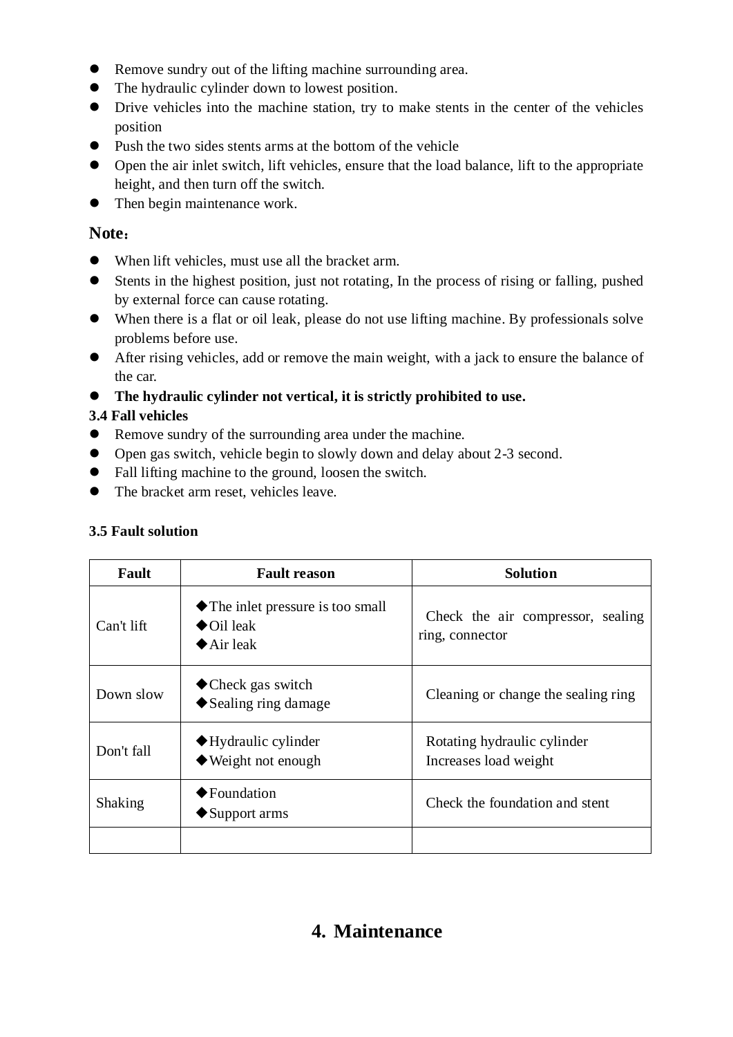- Remove sundry out of the lifting machine surrounding area.
- The hydraulic cylinder down to lowest position.
- Drive vehicles into the machine station, try to make stents in the center of the vehicles position
- Push the two sides stents arms at the bottom of the vehicle
- Open the air inlet switch, lift vehicles, ensure that the load balance, lift to the appropriate height, and then turn off the switch.
- Then begin maintenance work.

## Note：

- When lift vehicles, must use all the bracket arm.
- Stents in the highest position, just not rotating, In the process of rising or falling, pushed by external force can cause rotating.
- When there is a flat or oil leak, please do not use lifting machine. By professionals solve problems before use.
- After rising vehicles, add or remove the main weight, with a jack to ensure the balance of the car.
- **The hydraulic cylinder not vertical, it is strictly prohibited to use.**

### 3.4 Fall vehicles

- Remove sundry of the surrounding area under the machine.
- Open gas switch, vehicle begin to slowly down and delay about 2-3 second.
- Fall lifting machine to the ground, loosen the switch.
- The bracket arm reset, vehicles leave.

### 3.5 Fault solution

| Fault | Fault reason | Solution |
| --- | --- | --- |
| Can't lift | ◆The inlet pressure is too small<br>◆Oil leak<br>◆Air leak | Check the air compressor, sealing ring, connector |
| Down slow | ◆Check gas switch<br>◆Sealing ring damage | Cleaning or change the sealing ring |
| Don't fall | ◆Hydraulic cylinder<br>◆Weight not enough | Rotating hydraulic cylinder<br>Increases load weight |
| Shaking | ◆Foundation<br>◆Support arms | Check the foundation and stent |
| | | |

# 4. Maintenance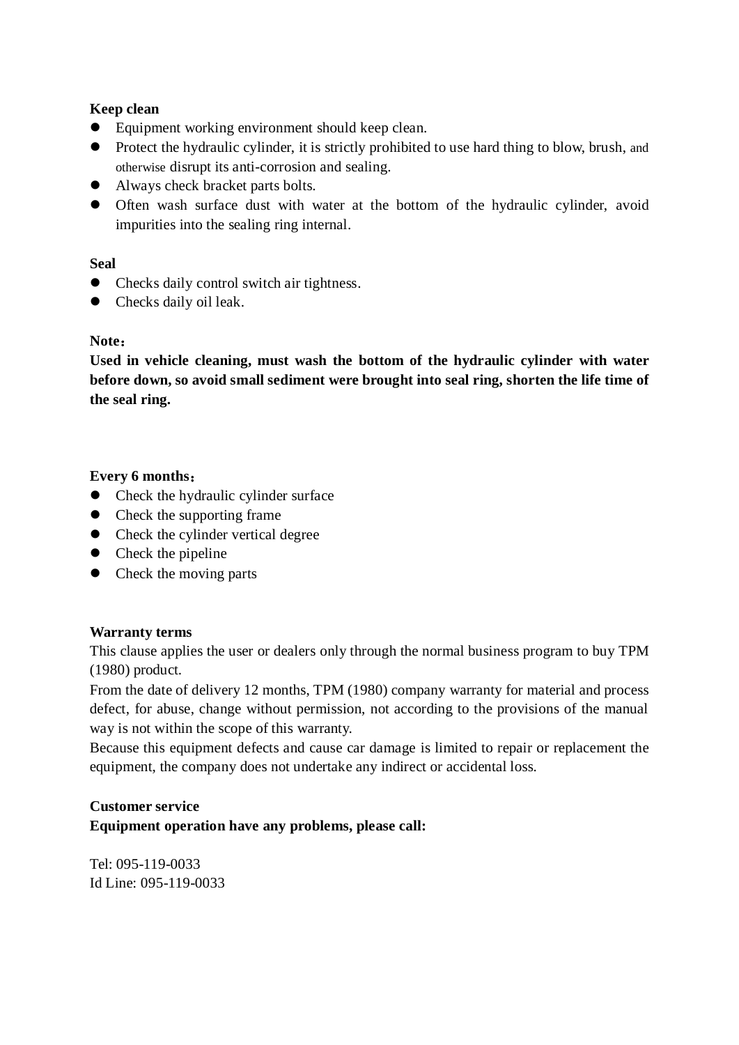**Keep clean**

- Equipment working environment should keep clean.
- Protect the hydraulic cylinder, it is strictly prohibited to use hard thing to blow, brush, and otherwise disrupt its anti-corrosion and sealing.
- Always check bracket parts bolts.
- Often wash surface dust with water at the bottom of the hydraulic cylinder, avoid impurities into the sealing ring internal.

**Seal**

- Checks daily control switch air tightness.
- Checks daily oil leak.

**Note：**

**Used in vehicle cleaning, must wash the bottom of the hydraulic cylinder with water before down, so avoid small sediment were brought into seal ring, shorten the life time of the seal ring.**

**Every 6 months：**

- Check the hydraulic cylinder surface
- Check the supporting frame
- Check the cylinder vertical degree
- Check the pipeline
- Check the moving parts

**Warranty terms**

This clause applies the user or dealers only through the normal business program to buy TPM (1980) product.

From the date of delivery 12 months, TPM (1980) company warranty for material and process defect, for abuse, change without permission, not according to the provisions of the manual way is not within the scope of this warranty.

Because this equipment defects and cause car damage is limited to repair or replacement the equipment, the company does not undertake any indirect or accidental loss.

**Customer service**

**Equipment operation have any problems, please call:**

Tel: 095-119-0033

Id Line: 095-119-0033